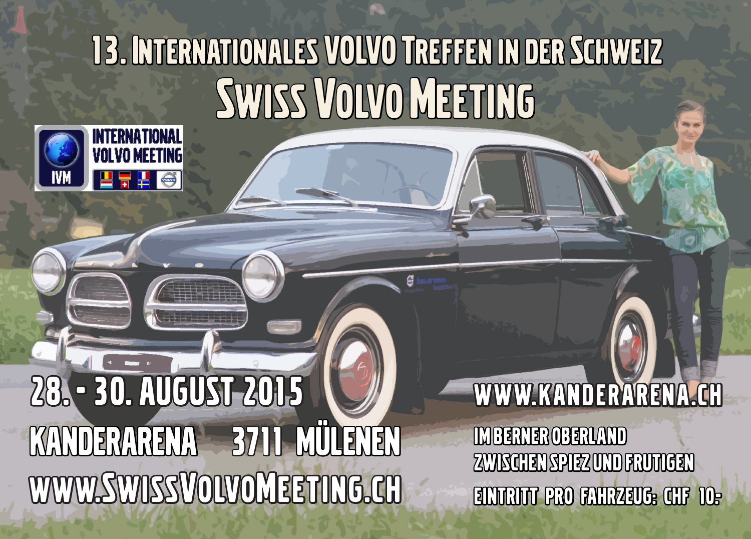# 13. Internationales VOLVO Treffen in der Schweiz

# Swiss Volvo Meeting

INTERNATIONAL VOLVO MEETING

IVM

28. - 30. AUGUST 2015

KANDERARENA 3711 MÜLENEN

WWW.SwissVolvoMeeting.ch

WWW.KANDERARENA.CH

IM BERNER OBERLAND
ZWISCHEN SPIEZ UND FRUTIGEN

EINTRITT PRO FAHRZEUG: CHF 10.-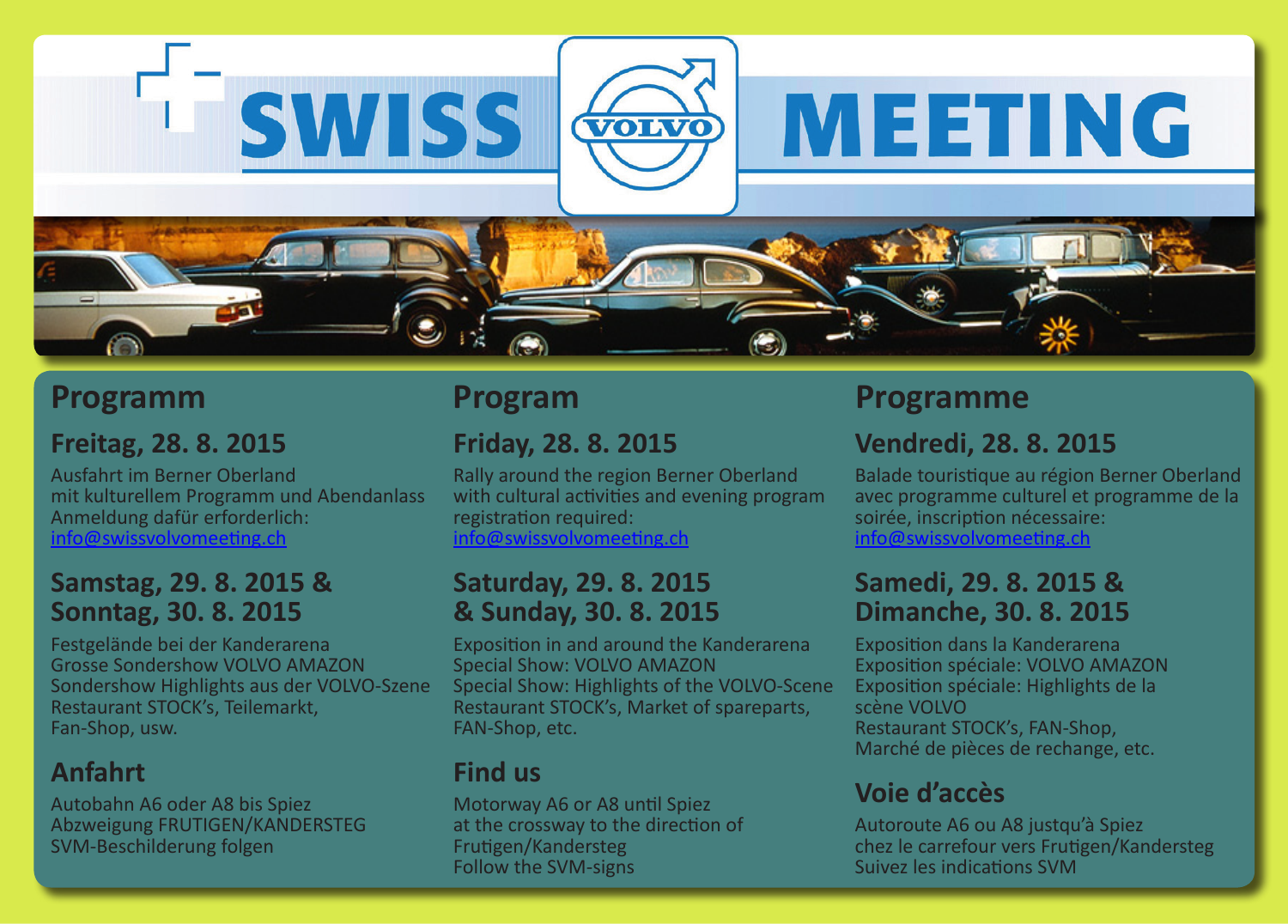# SWISS VOLVO MEETING

## Programm

### Freitag, 28. 8. 2015

Ausfahrt im Berner Oberland
mit kulturellem Programm und Abendanlass
Anmeldung dafür erforderlich:
info@swissvolvomeeting.ch

### Samstag, 29. 8. 2015 & Sonntag, 30. 8. 2015

Festgelände bei der Kanderarena
Grosse Sondershow VOLVO AMAZON
Sondershow Highlights aus der VOLVO-Szene
Restaurant STOCK's, Teilemarkt,
Fan-Shop, usw.

### Anfahrt

Autobahn A6 oder A8 bis Spiez
Abzweigung FRUTIGEN/KANDERSTEG
SVM-Beschilderung folgen

## Program

### Friday, 28. 8. 2015

Rally around the region Berner Oberland
with cultural activities and evening program
registration required:
info@swissvolvomeeting.ch

### Saturday, 29. 8. 2015 & Sunday, 30. 8. 2015

Exposition in and around the Kanderarena
Special Show: VOLVO AMAZON
Special Show: Highlights of the VOLVO-Scene
Restaurant STOCK's, Market of spareparts,
FAN-Shop, etc.

### Find us

Motorway A6 or A8 until Spiez
at the crossway to the direction of
Frutigen/Kandersteg
Follow the SVM-signs

## Programme

### Vendredi, 28. 8. 2015

Balade touristique au région Berner Oberland
avec programme culturel et programme de la
soirée, inscription nécessaire:
info@swissvolvomeeting.ch

### Samedi, 29. 8. 2015 & Dimanche, 30. 8. 2015

Exposition dans la Kanderarena
Exposition spéciale: VOLVO AMAZON
Exposition spéciale: Highlights de la
scène VOLVO
Restaurant STOCK's, FAN-Shop,
Marché de pièces de rechange, etc.

### Voie d'accès

Autoroute A6 ou A8 justqu'à Spiez
chez le carrefour vers Frutigen/Kandersteg
Suivez les indications SVM